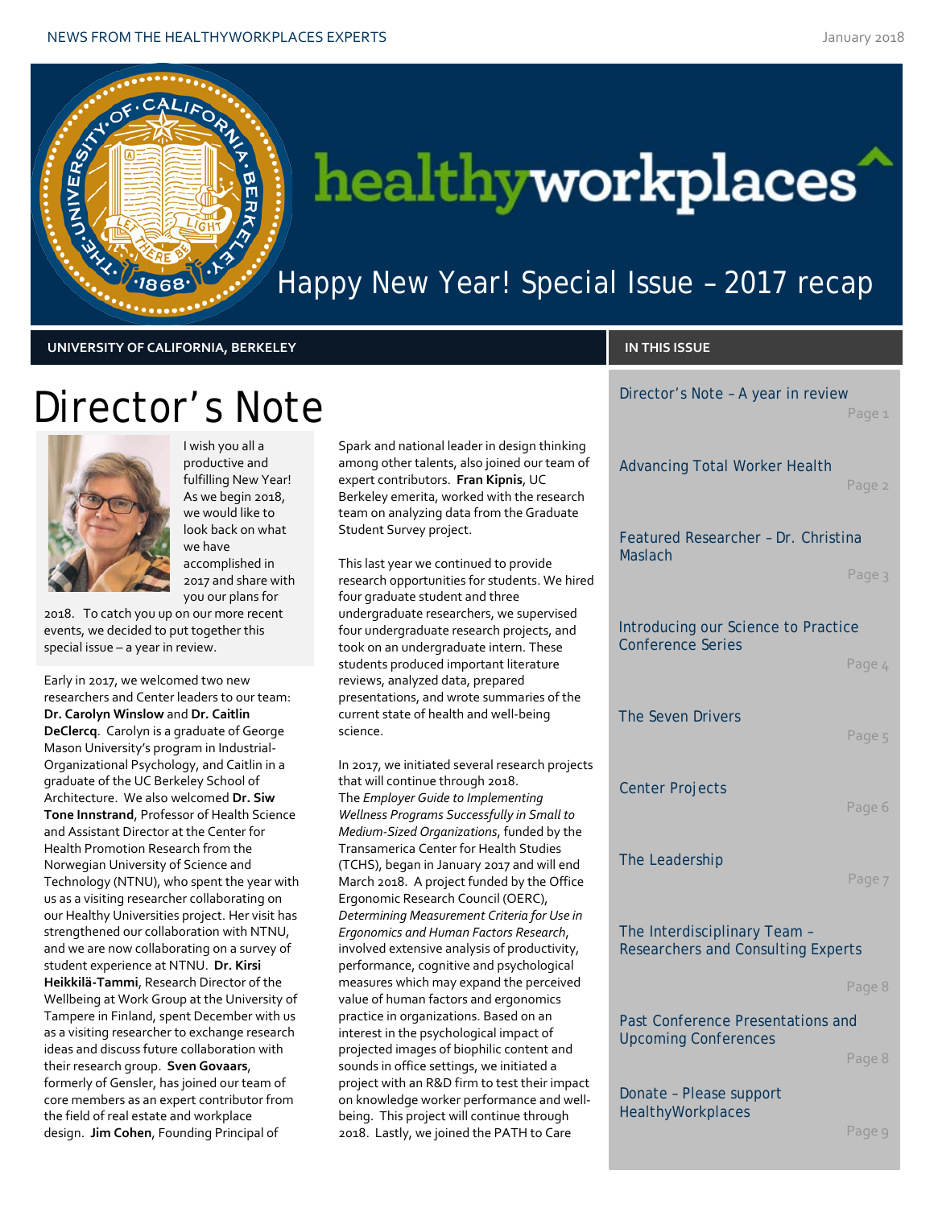NEWS FROM THE HEALTHYWORKPLACES EXPERTS

January 2018

# healthyworkplaces

## Happy New Year! Special Issue – 2017 recap

**UNIVERSITY OF CALIFORNIA, BERKELEY**

# Director's Note

I wish you all a productive and fulfilling New Year! As we begin 2018, we would like to look back on what we have accomplished in 2017 and share with you our plans for 2018. To catch you up on our more recent events, we decided to put together this special issue – a year in review.

Early in 2017, we welcomed two new researchers and Center leaders to our team: **Dr. Carolyn Winslow** and **Dr. Caitlin DeClercq**. Carolyn is a graduate of George Mason University's program in Industrial-Organizational Psychology, and Caitlin in a graduate of the UC Berkeley School of Architecture. We also welcomed **Dr. Siw Tone Innstrand**, Professor of Health Science and Assistant Director at the Center for Health Promotion Research from the Norwegian University of Science and Technology (NTNU), who spent the year with us as a visiting researcher collaborating on our Healthy Universities project. Her visit has strengthened our collaboration with NTNU, and we are now collaborating on a survey of student experience at NTNU. **Dr. Kirsi Heikkilä-Tammi**, Research Director of the Wellbeing at Work Group at the University of Tampere in Finland, spent December with us as a visiting researcher to exchange research ideas and discuss future collaboration with their research group. **Sven Govaars**, formerly of Gensler, has joined our team of core members as an expert contributor from the field of real estate and workplace design. **Jim Cohen**, Founding Principal of Spark and national leader in design thinking among other talents, also joined our team of expert contributors. **Fran Kipnis**, UC Berkeley emerita, worked with the research team on analyzing data from the Graduate Student Survey project.

This last year we continued to provide research opportunities for students. We hired four graduate student and three undergraduate researchers, we supervised four undergraduate research projects, and took on an undergraduate intern. These students produced important literature reviews, analyzed data, prepared presentations, and wrote summaries of the current state of health and well-being science.

In 2017, we initiated several research projects that will continue through 2018. The *Employer Guide to Implementing Wellness Programs Successfully in Small to Medium-Sized Organizations*, funded by the Transamerica Center for Health Studies (TCHS), began in January 2017 and will end March 2018. A project funded by the Office Ergonomic Research Council (OERC), *Determining Measurement Criteria for Use in Ergonomics and Human Factors Research*, involved extensive analysis of productivity, performance, cognitive and psychological measures which may expand the perceived value of human factors and ergonomics practice in organizations. Based on an interest in the psychological impact of projected images of biophilic content and sounds in office settings, we initiated a project with an R&D firm to test their impact on knowledge worker performance and well-being. This project will continue through 2018. Lastly, we joined the PATH to Care

**IN THIS ISSUE**

- Director's Note – A year in review — Page 1
- Advancing Total Worker Health — Page 2
- Featured Researcher – Dr. Christina Maslach — Page 3
- Introducing our Science to Practice Conference Series — Page 4
- The Seven Drivers — Page 5
- Center Projects — Page 6
- The Leadership — Page 7
- The Interdisciplinary Team – Researchers and Consulting Experts — Page 8
- Past Conference Presentations and Upcoming Conferences — Page 8
- Donate – Please support HealthyWorkplaces — Page 9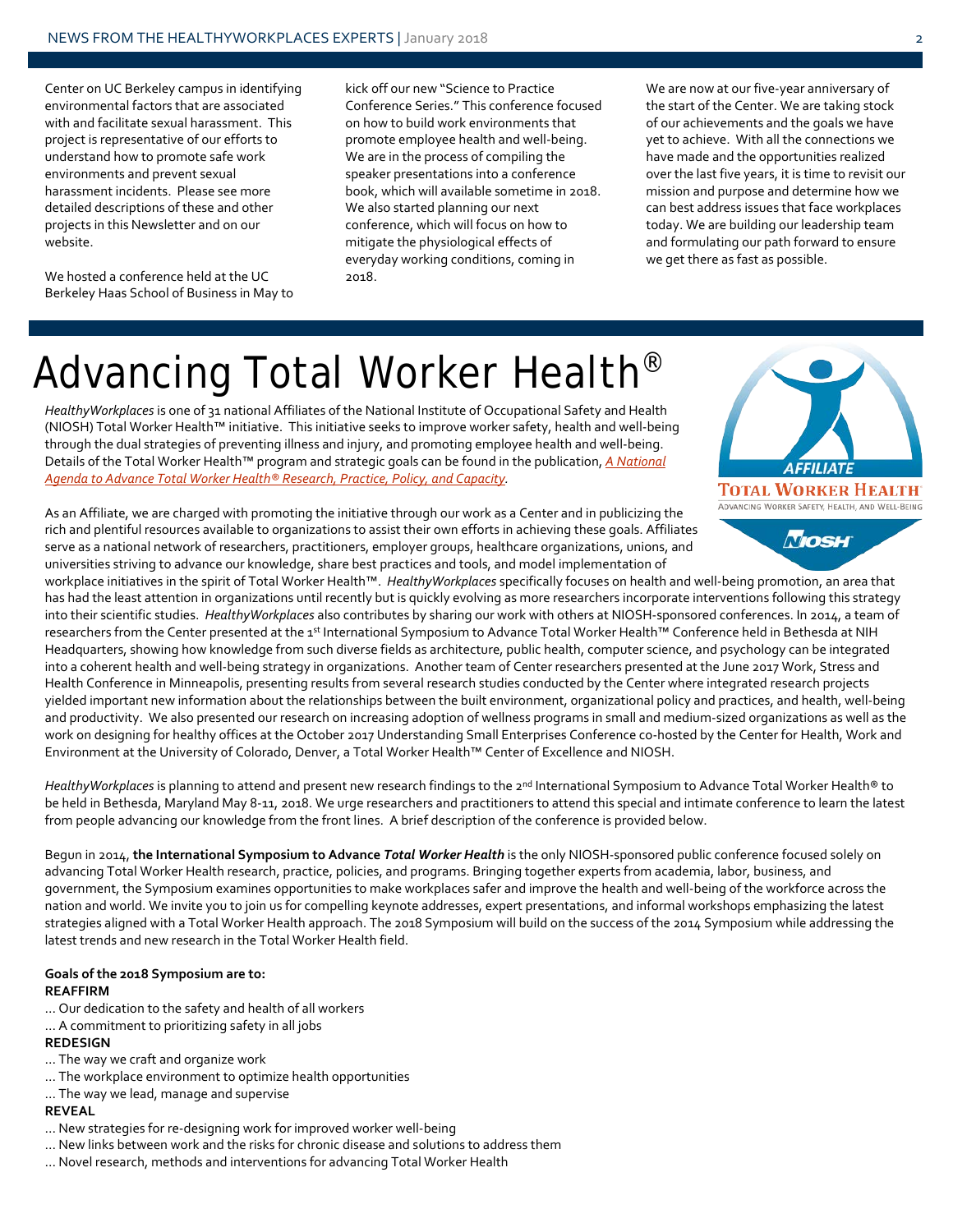Center on UC Berkeley campus in identifying environmental factors that are associated with and facilitate sexual harassment. This project is representative of our efforts to understand how to promote safe work environments and prevent sexual harassment incidents. Please see more detailed descriptions of these and other projects in this Newsletter and on our website.

We hosted a conference held at the UC Berkeley Haas School of Business in May to kick off our new "Science to Practice Conference Series." This conference focused on how to build work environments that promote employee health and well-being. We are in the process of compiling the speaker presentations into a conference book, which will available sometime in 2018. We also started planning our next conference, which will focus on how to mitigate the physiological effects of everyday working conditions, coming in 2018.

We are now at our five-year anniversary of the start of the Center. We are taking stock of our achievements and the goals we have yet to achieve. With all the connections we have made and the opportunities realized over the last five years, it is time to revisit our mission and purpose and determine how we can best address issues that face workplaces today. We are building our leadership team and formulating our path forward to ensure we get there as fast as possible.

# Advancing Total Worker Health®

*HealthyWorkplaces* is one of 31 national Affiliates of the National Institute of Occupational Safety and Health (NIOSH) Total Worker Health™ initiative. This initiative seeks to improve worker safety, health and well-being through the dual strategies of preventing illness and injury, and promoting employee health and well-being. Details of the Total Worker Health™ program and strategic goals can be found in the publication, *A National Agenda to Advance Total Worker Health® Research, Practice, Policy, and Capacity*.

AFFILIATE
TOTAL WORKER HEALTH
ADVANCING WORKER SAFETY, HEALTH, AND WELL-BEING
NIOSH

As an Affiliate, we are charged with promoting the initiative through our work as a Center and in publicizing the rich and plentiful resources available to organizations to assist their own efforts in achieving these goals. Affiliates serve as a national network of researchers, practitioners, employer groups, healthcare organizations, unions, and universities striving to advance our knowledge, share best practices and tools, and model implementation of workplace initiatives in the spirit of Total Worker Health™. *HealthyWorkplaces* specifically focuses on health and well-being promotion, an area that has had the least attention in organizations until recently but is quickly evolving as more researchers incorporate interventions following this strategy into their scientific studies. *HealthyWorkplaces* also contributes by sharing our work with others at NIOSH-sponsored conferences. In 2014, a team of researchers from the Center presented at the 1st International Symposium to Advance Total Worker Health™ Conference held in Bethesda at NIH Headquarters, showing how knowledge from such diverse fields as architecture, public health, computer science, and psychology can be integrated into a coherent health and well-being strategy in organizations. Another team of Center researchers presented at the June 2017 Work, Stress and Health Conference in Minneapolis, presenting results from several research studies conducted by the Center where integrated research projects yielded important new information about the relationships between the built environment, organizational policy and practices, and health, well-being and productivity. We also presented our research on increasing adoption of wellness programs in small and medium-sized organizations as well as the work on designing for healthy offices at the October 2017 Understanding Small Enterprises Conference co-hosted by the Center for Health, Work and Environment at the University of Colorado, Denver, a Total Worker Health™ Center of Excellence and NIOSH.

*HealthyWorkplaces* is planning to attend and present new research findings to the 2nd International Symposium to Advance Total Worker Health® to be held in Bethesda, Maryland May 8-11, 2018. We urge researchers and practitioners to attend this special and intimate conference to learn the latest from people advancing our knowledge from the front lines. A brief description of the conference is provided below.

Begun in 2014, **the International Symposium to Advance *Total Worker Health*** is the only NIOSH-sponsored public conference focused solely on advancing Total Worker Health research, practice, policies, and programs. Bringing together experts from academia, labor, business, and government, the Symposium examines opportunities to make workplaces safer and improve the health and well-being of the workforce across the nation and world. We invite you to join us for compelling keynote addresses, expert presentations, and informal workshops emphasizing the latest strategies aligned with a Total Worker Health approach. The 2018 Symposium will build on the success of the 2014 Symposium while addressing the latest trends and new research in the Total Worker Health field.

**Goals of the 2018 Symposium are to:**

**REAFFIRM**

… Our dedication to the safety and health of all workers
… A commitment to prioritizing safety in all jobs

**REDESIGN**

… The way we craft and organize work
… The workplace environment to optimize health opportunities
… The way we lead, manage and supervise

**REVEAL**

… New strategies for re-designing work for improved worker well-being
… New links between work and the risks for chronic disease and solutions to address them
… Novel research, methods and interventions for advancing Total Worker Health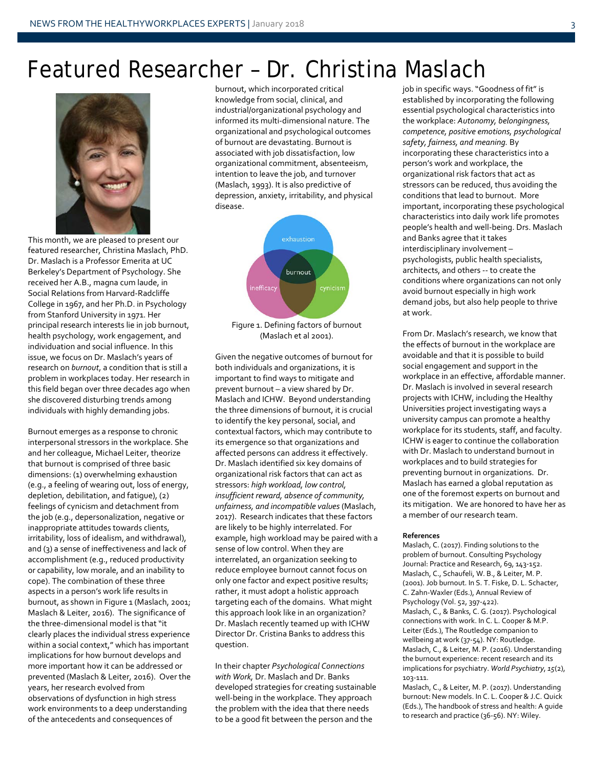# Featured Researcher – Dr. Christina Maslach

This month, we are pleased to present our featured researcher, Christina Maslach, PhD. Dr. Maslach is a Professor Emerita at UC Berkeley's Department of Psychology. She received her A.B., magna cum laude, in Social Relations from Harvard-Radcliffe College in 1967, and her Ph.D. in Psychology from Stanford University in 1971. Her principal research interests lie in job burnout, health psychology, work engagement, and individuation and social influence. In this issue, we focus on Dr. Maslach's years of research on *burnout*, a condition that is still a problem in workplaces today. Her research in this field began over three decades ago when she discovered disturbing trends among individuals with highly demanding jobs.

Burnout emerges as a response to chronic interpersonal stressors in the workplace. She and her colleague, Michael Leiter, theorize that burnout is comprised of three basic dimensions: (1) overwhelming exhaustion (e.g., a feeling of wearing out, loss of energy, depletion, debilitation, and fatigue), (2) feelings of cynicism and detachment from the job (e.g., depersonalization, negative or inappropriate attitudes towards clients, irritability, loss of idealism, and withdrawal), and (3) a sense of ineffectiveness and lack of accomplishment (e.g., reduced productivity or capability, low morale, and an inability to cope). The combination of these three aspects in a person's work life results in burnout, as shown in Figure 1 (Maslach, 2001; Maslach & Leiter, 2016). The significance of the three-dimensional model is that "it clearly places the individual stress experience within a social context," which has important implications for how burnout develops and more important how it can be addressed or prevented (Maslach & Leiter, 2016). Over the years, her research evolved from observations of dysfunction in high stress work environments to a deep understanding of the antecedents and consequences of burnout, which incorporated critical knowledge from social, clinical, and industrial/organizational psychology and informed its multi-dimensional nature. The organizational and psychological outcomes of burnout are devastating. Burnout is associated with job dissatisfaction, low organizational commitment, absenteeism, intention to leave the job, and turnover (Maslach, 1993). It is also predictive of depression, anxiety, irritability, and physical disease.

Figure 1. Defining factors of burnout (Maslach et al 2001).

Given the negative outcomes of burnout for both individuals and organizations, it is important to find ways to mitigate and prevent burnout – a view shared by Dr. Maslach and ICHW. Beyond understanding the three dimensions of burnout, it is crucial to identify the key personal, social, and contextual factors, which may contribute to its emergence so that organizations and affected persons can address it effectively. Dr. Maslach identified six key domains of organizational risk factors that can act as stressors: *high workload, low control, insufficient reward, absence of community, unfairness, and incompatible values* (Maslach, 2017). Research indicates that these factors are likely to be highly interrelated. For example, high workload may be paired with a sense of low control. When they are interrelated, an organization seeking to reduce employee burnout cannot focus on only one factor and expect positive results; rather, it must adopt a holistic approach targeting each of the domains. What might this approach look like in an organization? Dr. Maslach recently teamed up with ICHW Director Dr. Cristina Banks to address this question.

In their chapter *Psychological Connections with Work,* Dr. Maslach and Dr. Banks developed strategies for creating sustainable well-being in the workplace. They approach the problem with the idea that there needs to be a good fit between the person and the job in specific ways. "Goodness of fit" is established by incorporating the following essential psychological characteristics into the workplace: *Autonomy, belongingness, competence, positive emotions, psychological safety, fairness, and meaning.* By incorporating these characteristics into a person's work and workplace, the organizational risk factors that act as stressors can be reduced, thus avoiding the conditions that lead to burnout. More important, incorporating these psychological characteristics into daily work life promotes people's health and well-being. Drs. Maslach and Banks agree that it takes interdisciplinary involvement – psychologists, public health specialists, architects, and others -- to create the conditions where organizations can not only avoid burnout especially in high work demand jobs, but also help people to thrive at work.

From Dr. Maslach's research, we know that the effects of burnout in the workplace are avoidable and that it is possible to build social engagement and support in the workplace in an effective, affordable manner. Dr. Maslach is involved in several research projects with ICHW, including the Healthy Universities project investigating ways a university campus can promote a healthy workplace for its students, staff, and faculty. ICHW is eager to continue the collaboration with Dr. Maslach to understand burnout in workplaces and to build strategies for preventing burnout in organizations. Dr. Maslach has earned a global reputation as one of the foremost experts on burnout and its mitigation. We are honored to have her as a member of our research team.

**References**

Maslach, C. (2017). Finding solutions to the problem of burnout. Consulting Psychology Journal: Practice and Research, 69, 143-152.

Maslach, C., Schaufeli, W. B., & Leiter, M. P. (2001). Job burnout. In S. T. Fiske, D. L. Schacter, C. Zahn-Waxler (Eds.), Annual Review of Psychology (Vol. 52, 397-422).

Maslach, C., & Banks, C. G. (2017). Psychological connections with work. In C. L. Cooper & M.P. Leiter (Eds.), The Routledge companion to wellbeing at work (37-54). NY: Routledge.

Maslach, C., & Leiter, M. P. (2016). Understanding the burnout experience: recent research and its implications for psychiatry. *World Psychiatry*, *15*(2), 103-111.

Maslach, C., & Leiter, M. P. (2017). Understanding burnout: New models. In C. L. Cooper & J.C. Quick (Eds.), The handbook of stress and health: A guide to research and practice (36-56). NY: Wiley.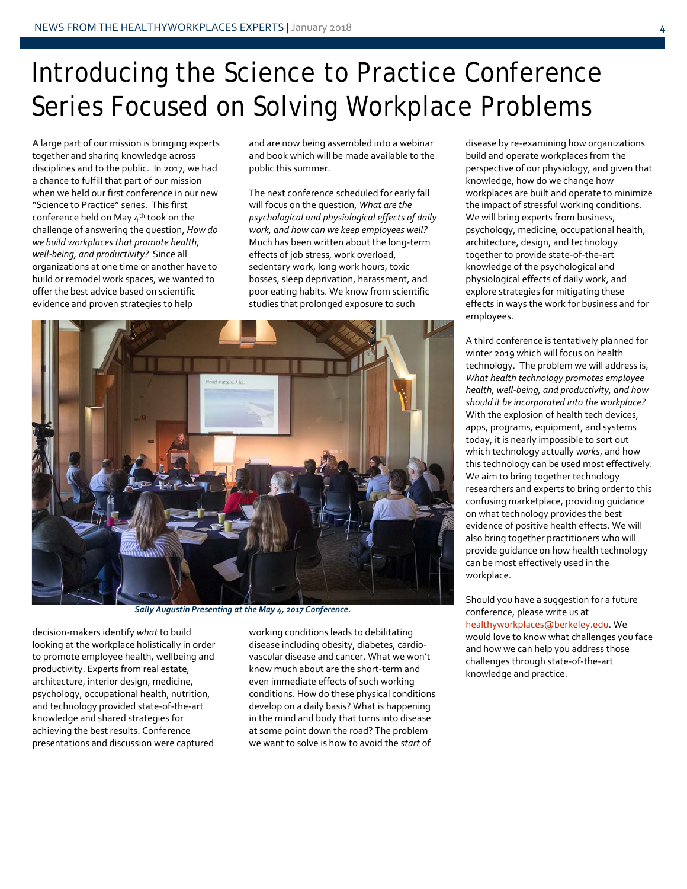# Introducing the Science to Practice Conference Series Focused on Solving Workplace Problems

A large part of our mission is bringing experts together and sharing knowledge across disciplines and to the public. In 2017, we had a chance to fulfill that part of our mission when we held our first conference in our new "Science to Practice" series. This first conference held on May 4th took on the challenge of answering the question, *How do we build workplaces that promote health, well-being, and productivity?* Since all organizations at one time or another have to build or remodel work spaces, we wanted to offer the best advice based on scientific evidence and proven strategies to help decision-makers identify *what* to build looking at the workplace holistically in order to promote employee health, wellbeing and productivity. Experts from real estate, architecture, interior design, medicine, psychology, occupational health, nutrition, and technology provided state-of-the-art knowledge and shared strategies for achieving the best results. Conference presentations and discussion were captured and are now being assembled into a webinar and book which will be made available to the public this summer.

*Sally Augustin Presenting at the May 4, 2017 Conference.*

The next conference scheduled for early fall will focus on the question, *What are the psychological and physiological effects of daily work, and how can we keep employees well?* Much has been written about the long-term effects of job stress, work overload, sedentary work, long work hours, toxic bosses, sleep deprivation, harassment, and poor eating habits. We know from scientific studies that prolonged exposure to such working conditions leads to debilitating disease including obesity, diabetes, cardio-vascular disease and cancer. What we won't know much about are the short-term and even immediate effects of such working conditions. How do these physical conditions develop on a daily basis? What is happening in the mind and body that turns into disease at some point down the road? The problem we want to solve is how to avoid the *start* of disease by re-examining how organizations build and operate workplaces from the perspective of our physiology, and given that knowledge, how do we change how workplaces are built and operate to minimize the impact of stressful working conditions. We will bring experts from business, psychology, medicine, occupational health, architecture, design, and technology together to provide state-of-the-art knowledge of the psychological and physiological effects of daily work, and explore strategies for mitigating these effects in ways the work for business and for employees.

A third conference is tentatively planned for winter 2019 which will focus on health technology. The problem we will address is, *What health technology promotes employee health, well-being, and productivity, and how should it be incorporated into the workplace?* With the explosion of health tech devices, apps, programs, equipment, and systems today, it is nearly impossible to sort out which technology actually *works*, and how this technology can be used most effectively. We aim to bring together technology researchers and experts to bring order to this confusing marketplace, providing guidance on what technology provides the best evidence of positive health effects. We will also bring together practitioners who will provide guidance on how health technology can be most effectively used in the workplace.

Should you have a suggestion for a future conference, please write us at healthyworkplaces@berkeley.edu. We would love to know what challenges you face and how we can help you address those challenges through state-of-the-art knowledge and practice.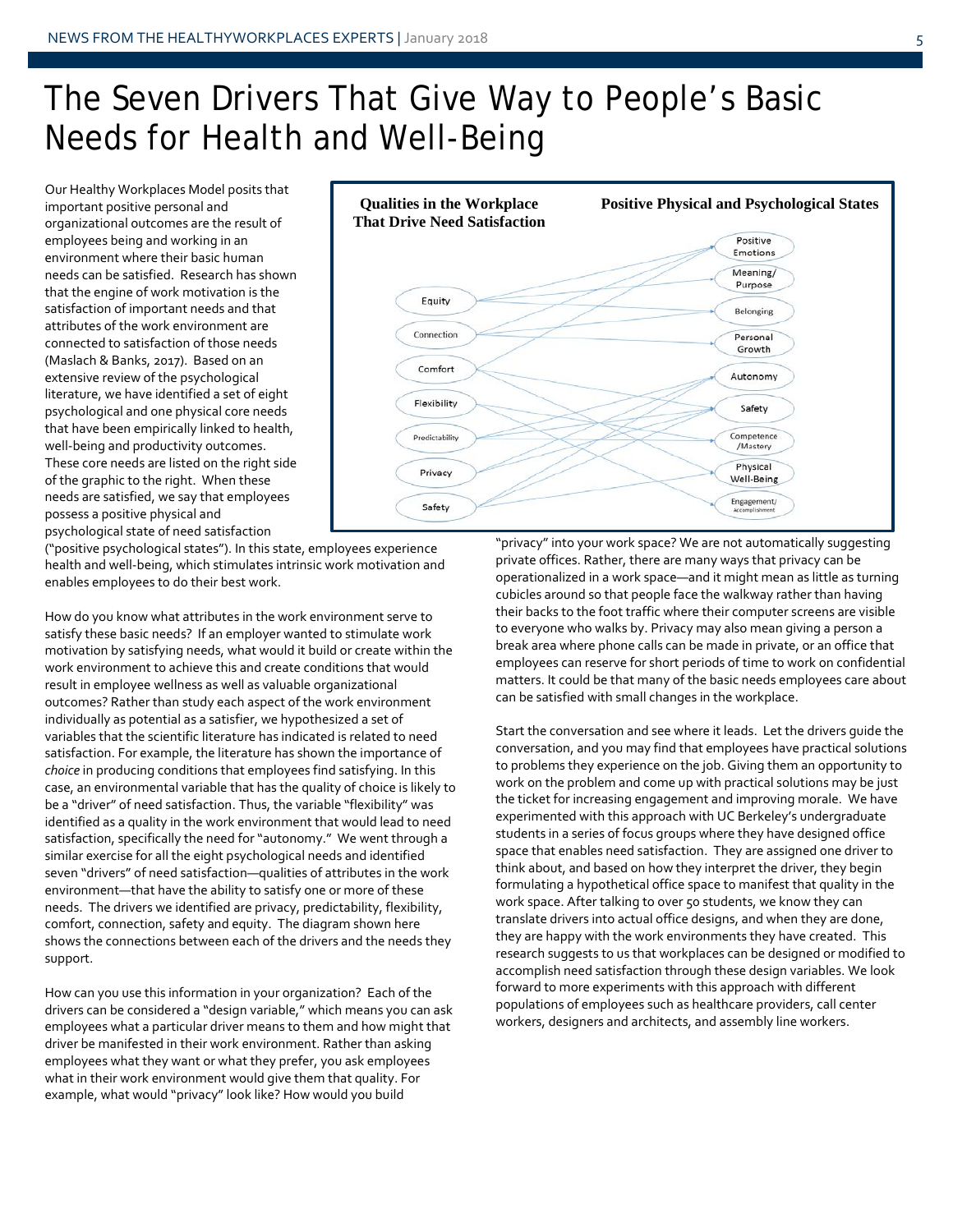# The Seven Drivers That Give Way to People's Basic Needs for Health and Well-Being

Our Healthy Workplaces Model posits that important positive personal and organizational outcomes are the result of employees being and working in an environment where their basic human needs can be satisfied. Research has shown that the engine of work motivation is the satisfaction of important needs and that attributes of the work environment are connected to satisfaction of those needs (Maslach & Banks, 2017). Based on an extensive review of the psychological literature, we have identified a set of eight psychological and one physical core needs that have been empirically linked to health, well-being and productivity outcomes. These core needs are listed on the right side of the graphic to the right. When these needs are satisfied, we say that employees possess a positive physical and psychological state of need satisfaction ("positive psychological states"). In this state, employees experience health and well-being, which stimulates intrinsic work motivation and enables employees to do their best work.

**Qualities in the Workplace That Drive Need Satisfaction:** Equity, Connection, Comfort, Flexibility, Predictability, Privacy, Safety

**Positive Physical and Psychological States:** Positive Emotions, Meaning/Purpose, Belonging, Personal Growth, Autonomy, Safety, Competence/Mastery, Physical Well-Being, Engagement/Accomplishment

How do you know what attributes in the work environment serve to satisfy these basic needs? If an employer wanted to stimulate work motivation by satisfying needs, what would it build or create within the work environment to achieve this and create conditions that would result in employee wellness as well as valuable organizational outcomes? Rather than study each aspect of the work environment individually as potential as a satisfier, we hypothesized a set of variables that the scientific literature has indicated is related to need satisfaction. For example, the literature has shown the importance of *choice* in producing conditions that employees find satisfying. In this case, an environmental variable that has the quality of choice is likely to be a "driver" of need satisfaction. Thus, the variable "flexibility" was identified as a quality in the work environment that would lead to need satisfaction, specifically the need for "autonomy." We went through a similar exercise for all the eight psychological needs and identified seven "drivers" of need satisfaction—qualities of attributes in the work environment—that have the ability to satisfy one or more of these needs. The drivers we identified are privacy, predictability, flexibility, comfort, connection, safety and equity. The diagram shown here shows the connections between each of the drivers and the needs they support.

How can you use this information in your organization? Each of the drivers can be considered a "design variable," which means you can ask employees what a particular driver means to them and how might that driver be manifested in their work environment. Rather than asking employees what they want or what they prefer, you ask employees what in their work environment would give them that quality. For example, what would "privacy" look like? How would you build "privacy" into your work space? We are not automatically suggesting private offices. Rather, there are many ways that privacy can be operationalized in a work space—and it might mean as little as turning cubicles around so that people face the walkway rather than having their backs to the foot traffic where their computer screens are visible to everyone who walks by. Privacy may also mean giving a person a break area where phone calls can be made in private, or an office that employees can reserve for short periods of time to work on confidential matters. It could be that many of the basic needs employees care about can be satisfied with small changes in the workplace.

Start the conversation and see where it leads. Let the drivers guide the conversation, and you may find that employees have practical solutions to problems they experience on the job. Giving them an opportunity to work on the problem and come up with practical solutions may be just the ticket for increasing engagement and improving morale. We have experimented with this approach with UC Berkeley's undergraduate students in a series of focus groups where they have designed office space that enables need satisfaction. They are assigned one driver to think about, and based on how they interpret the driver, they begin formulating a hypothetical office space to manifest that quality in the work space. After talking to over 50 students, we know they can translate drivers into actual office designs, and when they are done, they are happy with the work environments they have created. This research suggests to us that workplaces can be designed or modified to accomplish need satisfaction through these design variables. We look forward to more experiments with this approach with different populations of employees such as healthcare providers, call center workers, designers and architects, and assembly line workers.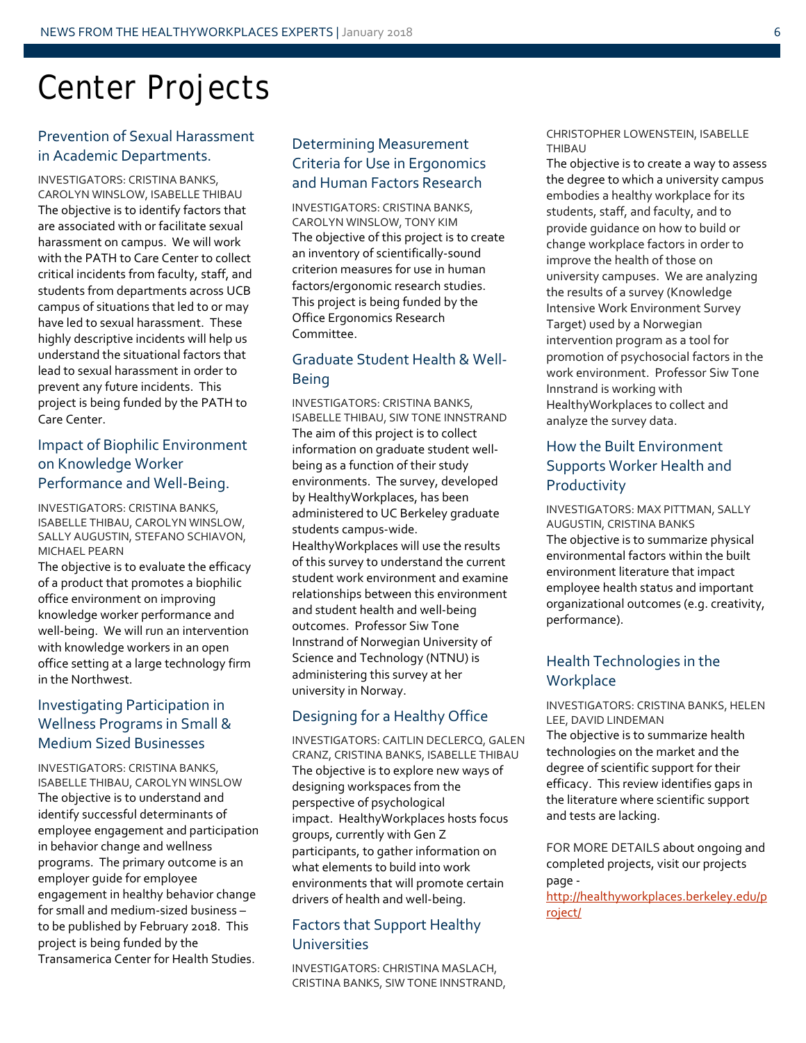# Center Projects

## Prevention of Sexual Harassment in Academic Departments.

INVESTIGATORS: CRISTINA BANKS, CAROLYN WINSLOW, ISABELLE THIBAU

The objective is to identify factors that are associated with or facilitate sexual harassment on campus. We will work with the PATH to Care Center to collect critical incidents from faculty, staff, and students from departments across UCB campus of situations that led to or may have led to sexual harassment. These highly descriptive incidents will help us understand the situational factors that lead to sexual harassment in order to prevent any future incidents. This project is being funded by the PATH to Care Center.

## Impact of Biophilic Environment on Knowledge Worker Performance and Well-Being.

INVESTIGATORS: CRISTINA BANKS, ISABELLE THIBAU, CAROLYN WINSLOW, SALLY AUGUSTIN, STEFANO SCHIAVON, MICHAEL PEARN

The objective is to evaluate the efficacy of a product that promotes a biophilic office environment on improving knowledge worker performance and well-being. We will run an intervention with knowledge workers in an open office setting at a large technology firm in the Northwest.

## Investigating Participation in Wellness Programs in Small & Medium Sized Businesses

INVESTIGATORS: CRISTINA BANKS, ISABELLE THIBAU, CAROLYN WINSLOW

The objective is to understand and identify successful determinants of employee engagement and participation in behavior change and wellness programs. The primary outcome is an employer guide for employee engagement in healthy behavior change for small and medium-sized business – to be published by February 2018. This project is being funded by the Transamerica Center for Health Studies.

## Determining Measurement Criteria for Use in Ergonomics and Human Factors Research

INVESTIGATORS: CRISTINA BANKS, CAROLYN WINSLOW, TONY KIM

The objective of this project is to create an inventory of scientifically-sound criterion measures for use in human factors/ergonomic research studies. This project is being funded by the Office Ergonomics Research Committee.

## Graduate Student Health & Well-Being

INVESTIGATORS: CRISTINA BANKS, ISABELLE THIBAU, SIW TONE INNSTRAND

The aim of this project is to collect information on graduate student well-being as a function of their study environments. The survey, developed by HealthyWorkplaces, has been administered to UC Berkeley graduate students campus-wide. HealthyWorkplaces will use the results of this survey to understand the current student work environment and examine relationships between this environment and student health and well-being outcomes. Professor Siw Tone Innstrand of Norwegian University of Science and Technology (NTNU) is administering this survey at her university in Norway.

## Designing for a Healthy Office

INVESTIGATORS: CAITLIN DECLERCQ, GALEN CRANZ, CRISTINA BANKS, ISABELLE THIBAU

The objective is to explore new ways of designing workspaces from the perspective of psychological impact. HealthyWorkplaces hosts focus groups, currently with Gen Z participants, to gather information on what elements to build into work environments that will promote certain drivers of health and well-being.

## Factors that Support Healthy Universities

INVESTIGATORS: CHRISTINA MASLACH, CRISTINA BANKS, SIW TONE INNSTRAND, CHRISTOPHER LOWENSTEIN, ISABELLE THIBAU

The objective is to create a way to assess the degree to which a university campus embodies a healthy workplace for its students, staff, and faculty, and to provide guidance on how to build or change workplace factors in order to improve the health of those on university campuses. We are analyzing the results of a survey (Knowledge Intensive Work Environment Survey Target) used by a Norwegian intervention program as a tool for promotion of psychosocial factors in the work environment. Professor Siw Tone Innstrand is working with HealthyWorkplaces to collect and analyze the survey data.

## How the Built Environment Supports Worker Health and Productivity

INVESTIGATORS: MAX PITTMAN, SALLY AUGUSTIN, CRISTINA BANKS

The objective is to summarize physical environmental factors within the built environment literature that impact employee health status and important organizational outcomes (e.g. creativity, performance).

## Health Technologies in the Workplace

INVESTIGATORS: CRISTINA BANKS, HELEN LEE, DAVID LINDEMAN

The objective is to summarize health technologies on the market and the degree of scientific support for their efficacy. This review identifies gaps in the literature where scientific support and tests are lacking.

FOR MORE DETAILS about ongoing and completed projects, visit our projects page - http://healthyworkplaces.berkeley.edu/project/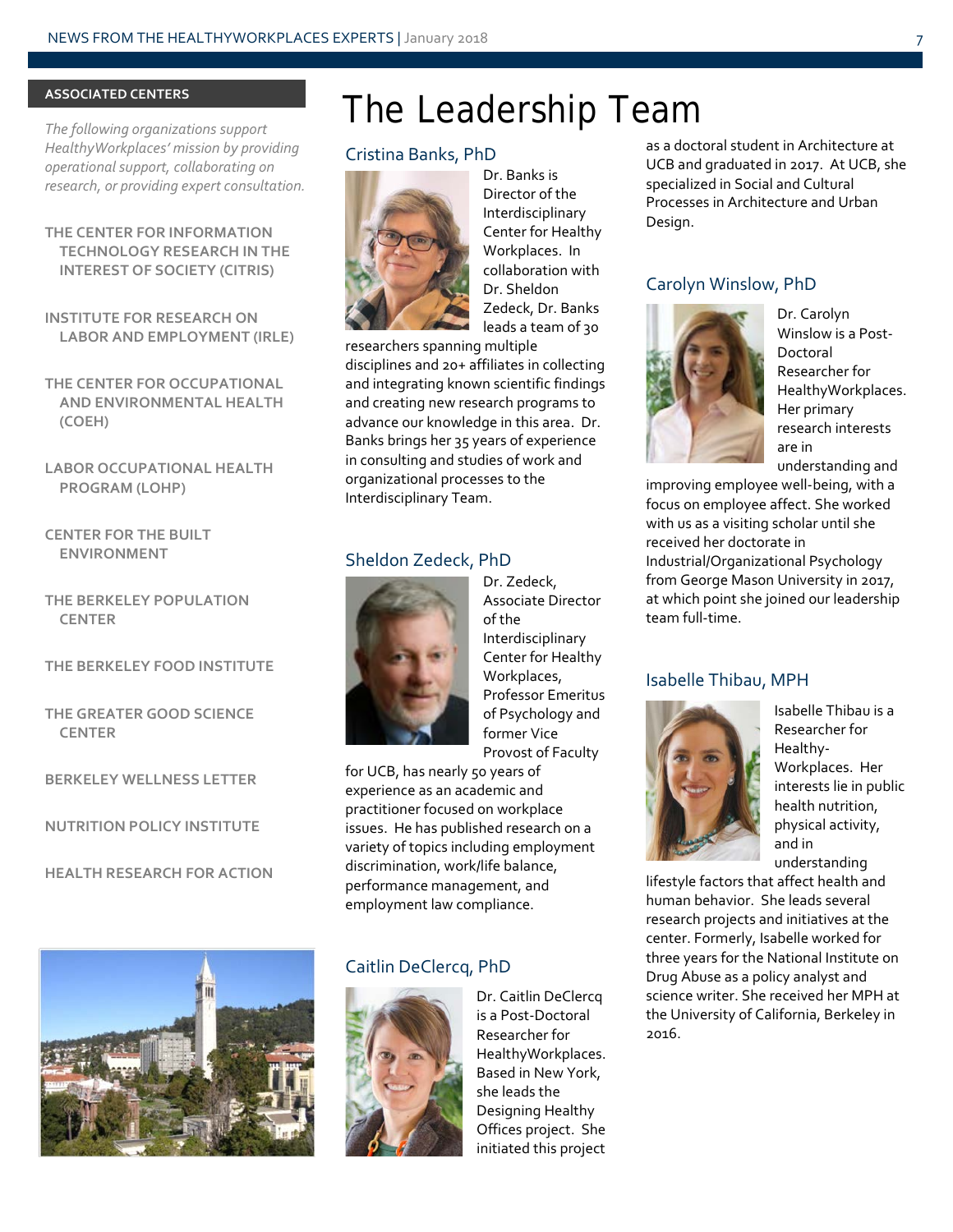## ASSOCIATED CENTERS

*The following organizations support HealthyWorkplaces' mission by providing operational support, collaborating on research, or providing expert consultation.*

THE CENTER FOR INFORMATION TECHNOLOGY RESEARCH IN THE INTEREST OF SOCIETY (CITRIS)

INSTITUTE FOR RESEARCH ON LABOR AND EMPLOYMENT (IRLE)

THE CENTER FOR OCCUPATIONAL AND ENVIRONMENTAL HEALTH (COEH)

LABOR OCCUPATIONAL HEALTH PROGRAM (LOHP)

CENTER FOR THE BUILT ENVIRONMENT

THE BERKELEY POPULATION CENTER

THE BERKELEY FOOD INSTITUTE

THE GREATER GOOD SCIENCE CENTER

BERKELEY WELLNESS LETTER

NUTRITION POLICY INSTITUTE

HEALTH RESEARCH FOR ACTION

# The Leadership Team

### Cristina Banks, PhD

Dr. Banks is Director of the Interdisciplinary Center for Healthy Workplaces. In collaboration with Dr. Sheldon Zedeck, Dr. Banks leads a team of 30 researchers spanning multiple disciplines and 20+ affiliates in collecting and integrating known scientific findings and creating new research programs to advance our knowledge in this area. Dr. Banks brings her 35 years of experience in consulting and studies of work and organizational processes to the Interdisciplinary Team.

### Sheldon Zedeck, PhD

Dr. Zedeck, Associate Director of the Interdisciplinary Center for Healthy Workplaces, Professor Emeritus of Psychology and former Vice Provost of Faculty for UCB, has nearly 50 years of experience as an academic and practitioner focused on workplace issues. He has published research on a variety of topics including employment discrimination, work/life balance, performance management, and employment law compliance.

### Caitlin DeClercq, PhD

Dr. Caitlin DeClercq is a Post-Doctoral Researcher for HealthyWorkplaces. Based in New York, she leads the Designing Healthy Offices project. She initiated this project as a doctoral student in Architecture at UCB and graduated in 2017. At UCB, she specialized in Social and Cultural Processes in Architecture and Urban Design.

### Carolyn Winslow, PhD

Dr. Carolyn Winslow is a Post-Doctoral Researcher for HealthyWorkplaces. Her primary research interests are in understanding and improving employee well-being, with a focus on employee affect. She worked with us as a visiting scholar until she received her doctorate in Industrial/Organizational Psychology from George Mason University in 2017, at which point she joined our leadership team full-time.

### Isabelle Thibau, MPH

Isabelle Thibau is a Researcher for Healthy-Workplaces. Her interests lie in public health nutrition, physical activity, and in understanding lifestyle factors that affect health and human behavior. She leads several research projects and initiatives at the center. Formerly, Isabelle worked for three years for the National Institute on Drug Abuse as a policy analyst and science writer. She received her MPH at the University of California, Berkeley in 2016.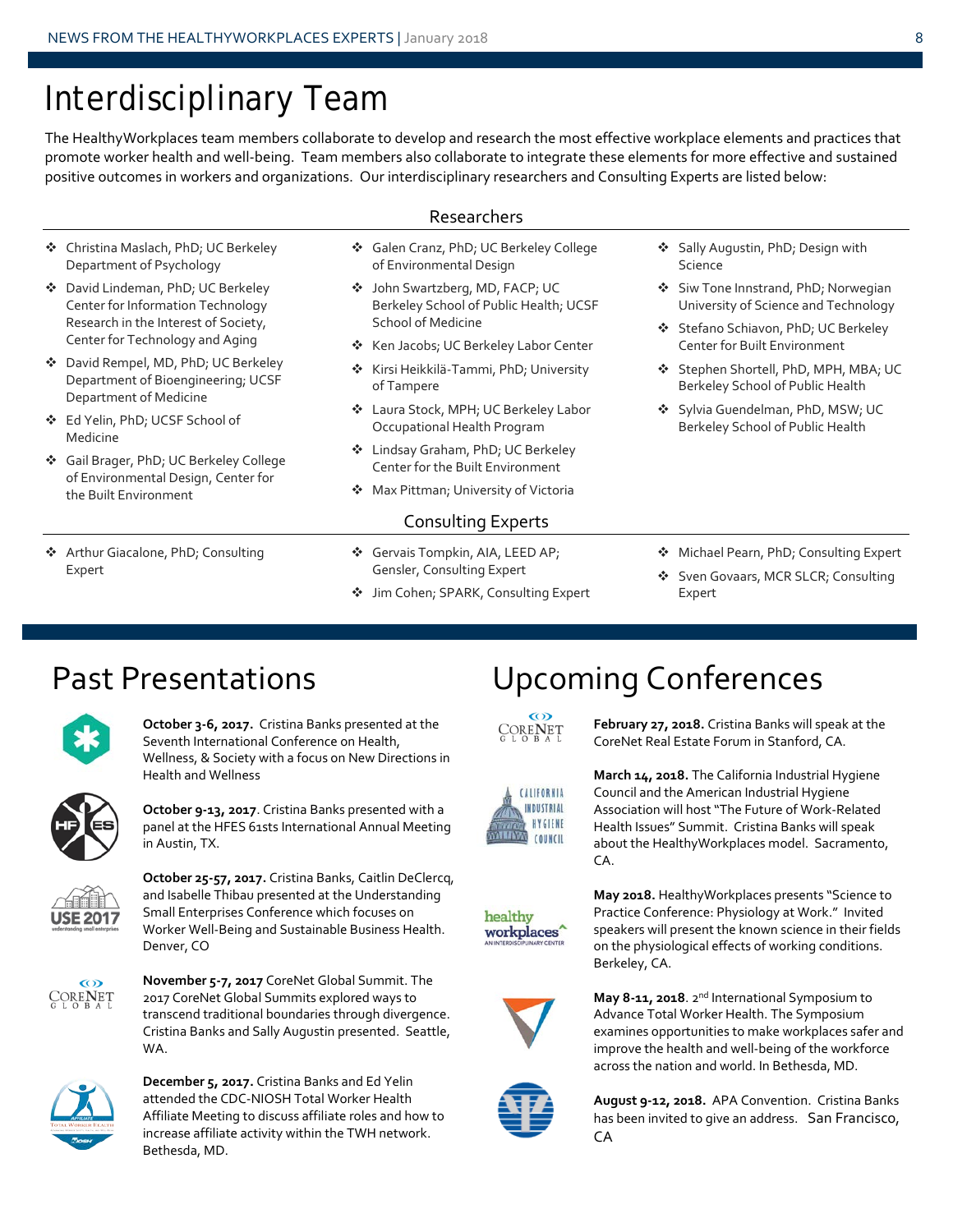# Interdisciplinary Team

The HealthyWorkplaces team members collaborate to develop and research the most effective workplace elements and practices that promote worker health and well-being. Team members also collaborate to integrate these elements for more effective and sustained positive outcomes in workers and organizations. Our interdisciplinary researchers and Consulting Experts are listed below:

## Researchers

- Christina Maslach, PhD; UC Berkeley Department of Psychology
- David Lindeman, PhD; UC Berkeley Center for Information Technology Research in the Interest of Society, Center for Technology and Aging
- David Rempel, MD, PhD; UC Berkeley Department of Bioengineering; UCSF Department of Medicine
- Ed Yelin, PhD; UCSF School of Medicine
- Gail Brager, PhD; UC Berkeley College of Environmental Design, Center for the Built Environment
- Galen Cranz, PhD; UC Berkeley College of Environmental Design
- John Swartzberg, MD, FACP; UC Berkeley School of Public Health; UCSF School of Medicine
- Ken Jacobs; UC Berkeley Labor Center
- Kirsi Heikkilä-Tammi, PhD; University of Tampere
- Laura Stock, MPH; UC Berkeley Labor Occupational Health Program
- Lindsay Graham, PhD; UC Berkeley Center for the Built Environment
- Max Pittman; University of Victoria
- Sally Augustin, PhD; Design with Science
- Siw Tone Innstrand, PhD; Norwegian University of Science and Technology
- Stefano Schiavon, PhD; UC Berkeley Center for Built Environment
- Stephen Shortell, PhD, MPH, MBA; UC Berkeley School of Public Health
- Sylvia Guendelman, PhD, MSW; UC Berkeley School of Public Health

## Consulting Experts

- Arthur Giacalone, PhD; Consulting Expert
- Gervais Tompkin, AIA, LEED AP; Gensler, Consulting Expert
- Jim Cohen; SPARK, Consulting Expert
- Michael Pearn, PhD; Consulting Expert
- Sven Govaars, MCR SLCR; Consulting Expert

# Past Presentations

**October 3-6, 2017.** Cristina Banks presented at the Seventh International Conference on Health, Wellness, & Society with a focus on New Directions in Health and Wellness

**October 9-13, 2017**. Cristina Banks presented with a panel at the HFES 61sts International Annual Meeting in Austin, TX.

**October 25-57, 2017.** Cristina Banks, Caitlin DeClercq, and Isabelle Thibau presented at the Understanding Small Enterprises Conference which focuses on Worker Well-Being and Sustainable Business Health. Denver, CO

**November 5-7, 2017** CoreNet Global Summit. The 2017 CoreNet Global Summits explored ways to transcend traditional boundaries through divergence. Cristina Banks and Sally Augustin presented. Seattle, WA.

**December 5, 2017.** Cristina Banks and Ed Yelin attended the CDC-NIOSH Total Worker Health Affiliate Meeting to discuss affiliate roles and how to increase affiliate activity within the TWH network. Bethesda, MD.

# Upcoming Conferences

**February 27, 2018.** Cristina Banks will speak at the CoreNet Real Estate Forum in Stanford, CA.

**March 14, 2018.** The California Industrial Hygiene Council and the American Industrial Hygiene Association will host "The Future of Work-Related Health Issues" Summit. Cristina Banks will speak about the HealthyWorkplaces model. Sacramento, CA.

**May 2018.** HealthyWorkplaces presents "Science to Practice Conference: Physiology at Work." Invited speakers will present the known science in their fields on the physiological effects of working conditions. Berkeley, CA.

**May 8-11, 2018.** 2nd International Symposium to Advance Total Worker Health. The Symposium examines opportunities to make workplaces safer and improve the health and well-being of the workforce across the nation and world. In Bethesda, MD.

**August 9-12, 2018.** APA Convention. Cristina Banks has been invited to give an address. San Francisco, CA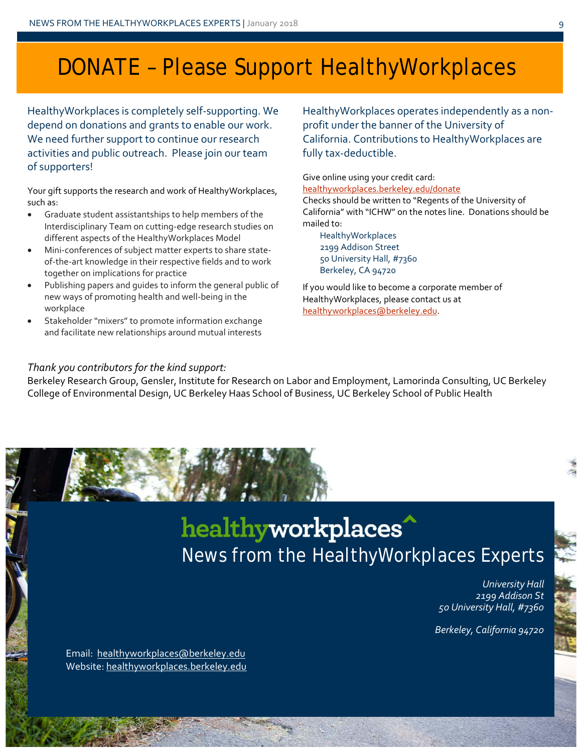# DONATE – Please Support HealthyWorkplaces

HealthyWorkplaces is completely self-supporting. We depend on donations and grants to enable our work. We need further support to continue our research activities and public outreach. Please join our team of supporters!

Your gift supports the research and work of HealthyWorkplaces, such as:

- Graduate student assistantships to help members of the Interdisciplinary Team on cutting-edge research studies on different aspects of the HealthyWorkplaces Model
- Mini-conferences of subject matter experts to share state-of-the-art knowledge in their respective fields and to work together on implications for practice
- Publishing papers and guides to inform the general public of new ways of promoting health and well-being in the workplace
- Stakeholder "mixers" to promote information exchange and facilitate new relationships around mutual interests

HealthyWorkplaces operates independently as a non-profit under the banner of the University of California. Contributions to HealthyWorkplaces are fully tax-deductible.

Give online using your credit card:
healthyworkplaces.berkeley.edu/donate
Checks should be written to "Regents of the University of California" with "ICHW" on the notes line. Donations should be mailed to:

HealthyWorkplaces
2199 Addison Street
50 University Hall, #7360
Berkeley, CA 94720

If you would like to become a corporate member of HealthyWorkplaces, please contact us at healthyworkplaces@berkeley.edu.

*Thank you contributors for the kind support:*
Berkeley Research Group, Gensler, Institute for Research on Labor and Employment, Lamorinda Consulting, UC Berkeley College of Environmental Design, UC Berkeley Haas School of Business, UC Berkeley School of Public Health

**healthyworkplaces**
News from the HealthyWorkplaces Experts

*University Hall*
*2199 Addison St*
*50 University Hall, #7360*

*Berkeley, California 94720*

Email: healthyworkplaces@berkeley.edu
Website: healthyworkplaces.berkeley.edu